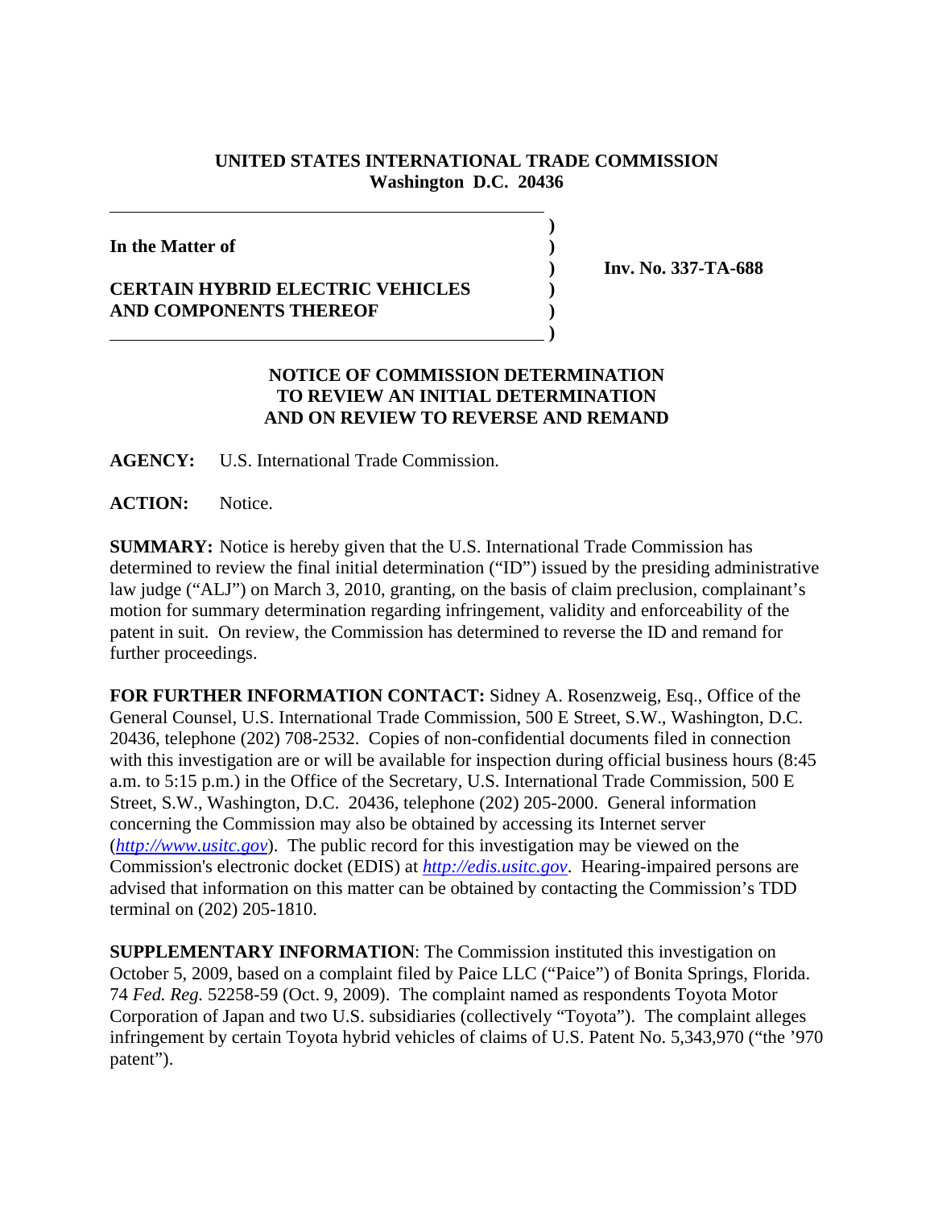**UNITED STATES INTERNATIONAL TRADE COMMISSION**
**Washington D.C. 20436**

| | | |
|---|---|---|
| **In the Matter of** | ) | |
| | ) | **Inv. No. 337-TA-688** |
| **CERTAIN HYBRID ELECTRIC VEHICLES AND COMPONENTS THEREOF** | ) | |

## NOTICE OF COMMISSION DETERMINATION TO REVIEW AN INITIAL DETERMINATION AND ON REVIEW TO REVERSE AND REMAND

**AGENCY:** U.S. International Trade Commission.

**ACTION:** Notice.

**SUMMARY:** Notice is hereby given that the U.S. International Trade Commission has determined to review the final initial determination ("ID") issued by the presiding administrative law judge ("ALJ") on March 3, 2010, granting, on the basis of claim preclusion, complainant's motion for summary determination regarding infringement, validity and enforceability of the patent in suit. On review, the Commission has determined to reverse the ID and remand for further proceedings.

**FOR FURTHER INFORMATION CONTACT:** Sidney A. Rosenzweig, Esq., Office of the General Counsel, U.S. International Trade Commission, 500 E Street, S.W., Washington, D.C. 20436, telephone (202) 708-2532. Copies of non-confidential documents filed in connection with this investigation are or will be available for inspection during official business hours (8:45 a.m. to 5:15 p.m.) in the Office of the Secretary, U.S. International Trade Commission, 500 E Street, S.W., Washington, D.C. 20436, telephone (202) 205-2000. General information concerning the Commission may also be obtained by accessing its Internet server (*http://www.usitc.gov*). The public record for this investigation may be viewed on the Commission's electronic docket (EDIS) at *http://edis.usitc.gov*. Hearing-impaired persons are advised that information on this matter can be obtained by contacting the Commission's TDD terminal on (202) 205-1810.

**SUPPLEMENTARY INFORMATION**: The Commission instituted this investigation on October 5, 2009, based on a complaint filed by Paice LLC ("Paice") of Bonita Springs, Florida. 74 *Fed. Reg.* 52258-59 (Oct. 9, 2009). The complaint named as respondents Toyota Motor Corporation of Japan and two U.S. subsidiaries (collectively "Toyota"). The complaint alleges infringement by certain Toyota hybrid vehicles of claims of U.S. Patent No. 5,343,970 ("the '970 patent").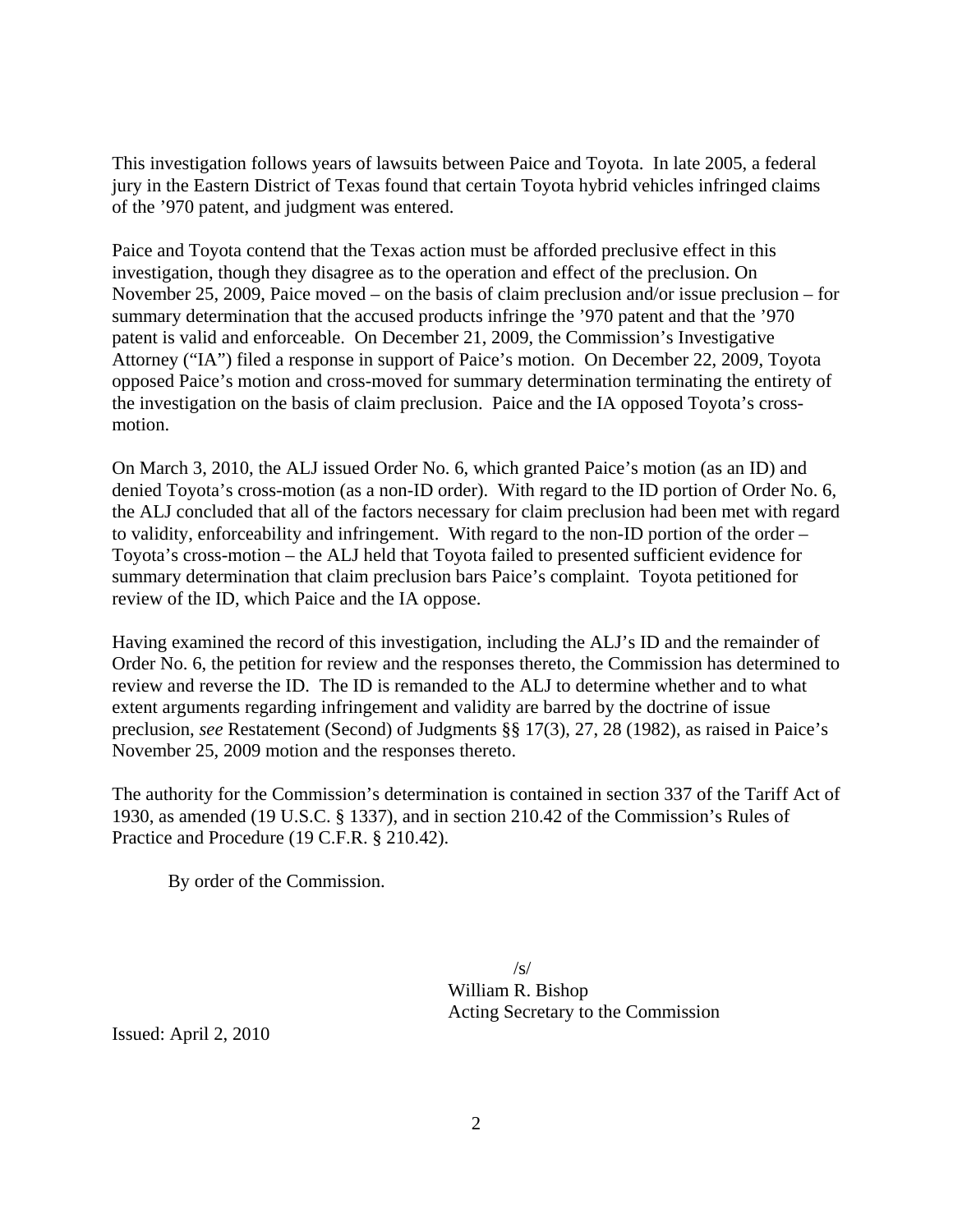This investigation follows years of lawsuits between Paice and Toyota. In late 2005, a federal jury in the Eastern District of Texas found that certain Toyota hybrid vehicles infringed claims of the ’970 patent, and judgment was entered.

Paice and Toyota contend that the Texas action must be afforded preclusive effect in this investigation, though they disagree as to the operation and effect of the preclusion. On November 25, 2009, Paice moved – on the basis of claim preclusion and/or issue preclusion – for summary determination that the accused products infringe the ’970 patent and that the ’970 patent is valid and enforceable. On December 21, 2009, the Commission’s Investigative Attorney (“IA”) filed a response in support of Paice’s motion. On December 22, 2009, Toyota opposed Paice’s motion and cross-moved for summary determination terminating the entirety of the investigation on the basis of claim preclusion. Paice and the IA opposed Toyota’s cross-motion.

On March 3, 2010, the ALJ issued Order No. 6, which granted Paice’s motion (as an ID) and denied Toyota’s cross-motion (as a non-ID order). With regard to the ID portion of Order No. 6, the ALJ concluded that all of the factors necessary for claim preclusion had been met with regard to validity, enforceability and infringement. With regard to the non-ID portion of the order – Toyota’s cross-motion – the ALJ held that Toyota failed to presented sufficient evidence for summary determination that claim preclusion bars Paice’s complaint. Toyota petitioned for review of the ID, which Paice and the IA oppose.

Having examined the record of this investigation, including the ALJ’s ID and the remainder of Order No. 6, the petition for review and the responses thereto, the Commission has determined to review and reverse the ID. The ID is remanded to the ALJ to determine whether and to what extent arguments regarding infringement and validity are barred by the doctrine of issue preclusion, *see* Restatement (Second) of Judgments §§ 17(3), 27, 28 (1982), as raised in Paice’s November 25, 2009 motion and the responses thereto.

The authority for the Commission’s determination is contained in section 337 of the Tariff Act of 1930, as amended (19 U.S.C. § 1337), and in section 210.42 of the Commission’s Rules of Practice and Procedure (19 C.F.R. § 210.42).

By order of the Commission.

/s/
William R. Bishop
Acting Secretary to the Commission

Issued: April 2, 2010